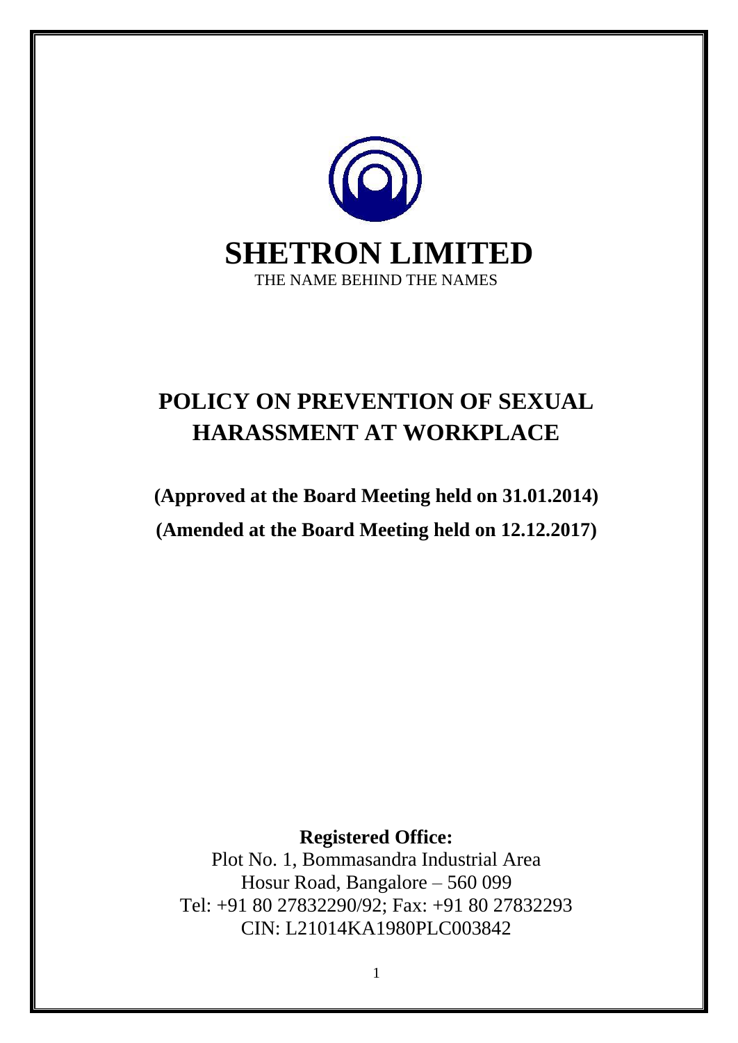# SHETRON LIMITED

THE NAME BEHIND THE NAMES

# POLICY ON PREVENTION OF SEXUAL HARASSMENT AT WORKPLACE

**(Approved at the Board Meeting held on 31.01.2014)**

**(Amended at the Board Meeting held on 12.12.2017)**

**Registered Office:**

Plot No. 1, Bommasandra Industrial Area
Hosur Road, Bangalore – 560 099
Tel: +91 80 27832290/92; Fax: +91 80 27832293
CIN: L21014KA1980PLC003842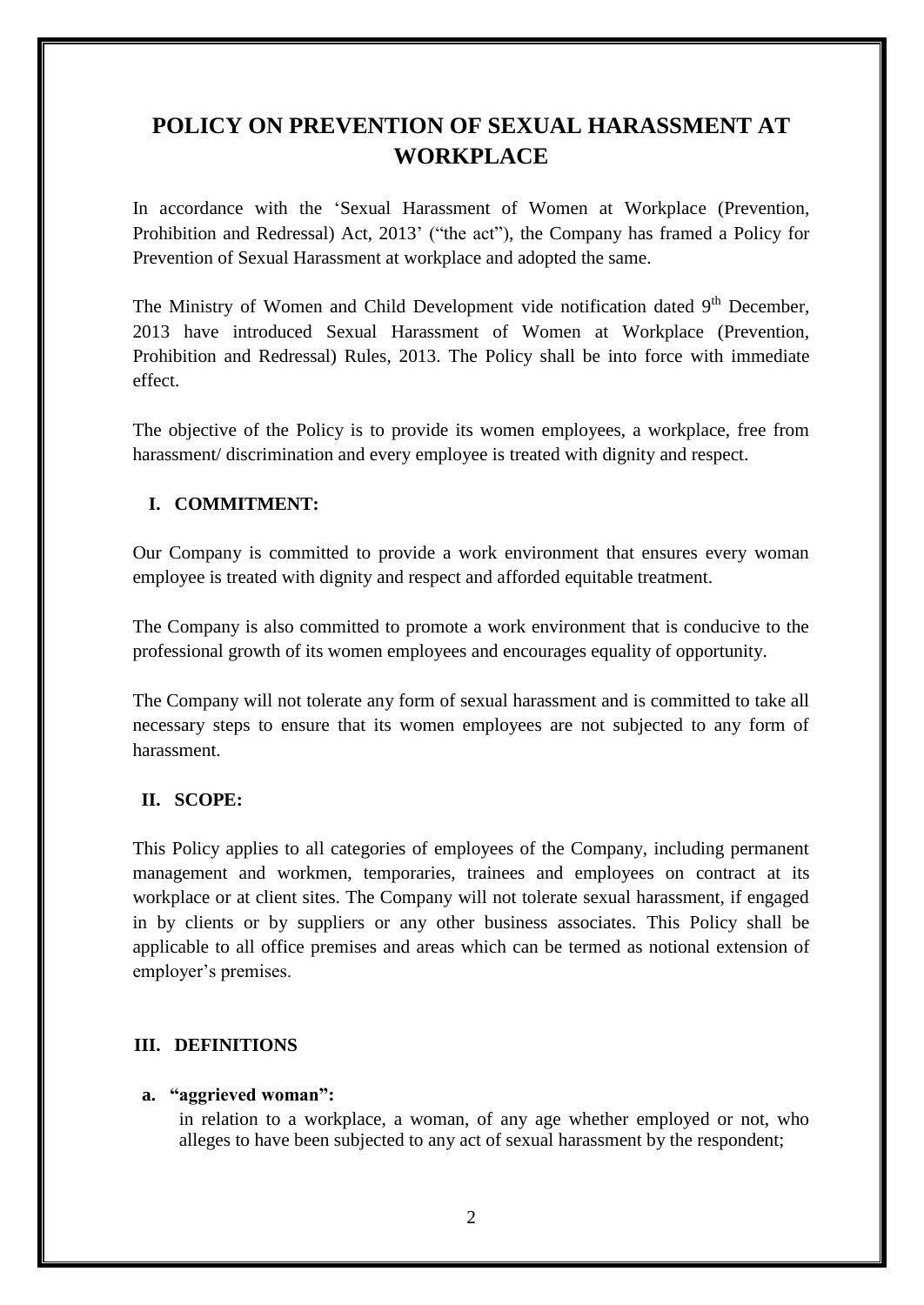# POLICY ON PREVENTION OF SEXUAL HARASSMENT AT WORKPLACE

In accordance with the 'Sexual Harassment of Women at Workplace (Prevention, Prohibition and Redressal) Act, 2013' ("the act"), the Company has framed a Policy for Prevention of Sexual Harassment at workplace and adopted the same.

The Ministry of Women and Child Development vide notification dated 9th December, 2013 have introduced Sexual Harassment of Women at Workplace (Prevention, Prohibition and Redressal) Rules, 2013. The Policy shall be into force with immediate effect.

The objective of the Policy is to provide its women employees, a workplace, free from harassment/ discrimination and every employee is treated with dignity and respect.

## I. COMMITMENT:

Our Company is committed to provide a work environment that ensures every woman employee is treated with dignity and respect and afforded equitable treatment.

The Company is also committed to promote a work environment that is conducive to the professional growth of its women employees and encourages equality of opportunity.

The Company will not tolerate any form of sexual harassment and is committed to take all necessary steps to ensure that its women employees are not subjected to any form of harassment.

## II. SCOPE:

This Policy applies to all categories of employees of the Company, including permanent management and workmen, temporaries, trainees and employees on contract at its workplace or at client sites. The Company will not tolerate sexual harassment, if engaged in by clients or by suppliers or any other business associates. This Policy shall be applicable to all office premises and areas which can be termed as notional extension of employer's premises.

## III. DEFINITIONS

**a. "aggrieved woman":**

in relation to a workplace, a woman, of any age whether employed or not, who alleges to have been subjected to any act of sexual harassment by the respondent;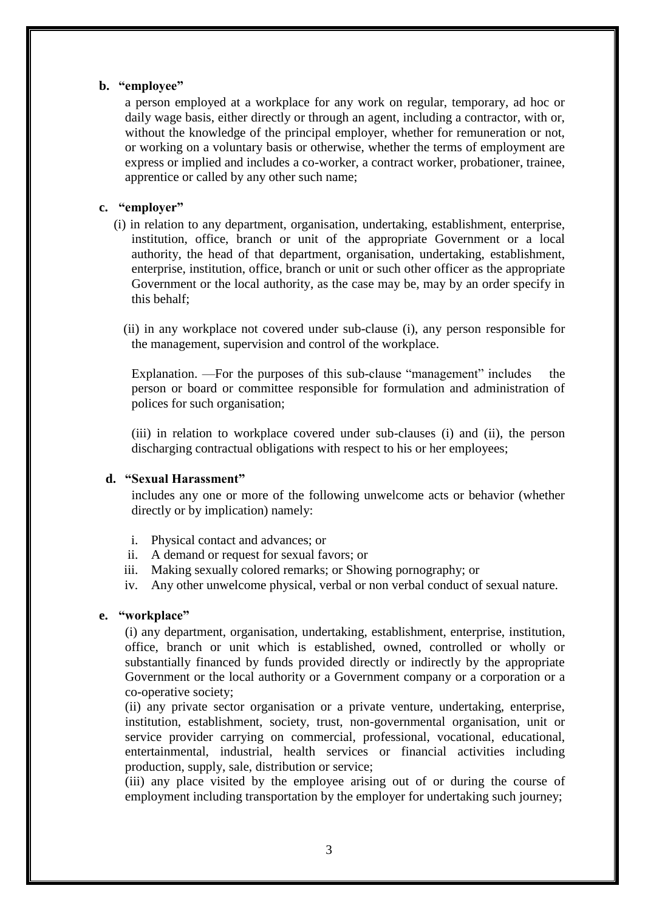**b. "employee"**

a person employed at a workplace for any work on regular, temporary, ad hoc or daily wage basis, either directly or through an agent, including a contractor, with or, without the knowledge of the principal employer, whether for remuneration or not, or working on a voluntary basis or otherwise, whether the terms of employment are express or implied and includes a co-worker, a contract worker, probationer, trainee, apprentice or called by any other such name;

**c. "employer"**

(i) in relation to any department, organisation, undertaking, establishment, enterprise, institution, office, branch or unit of the appropriate Government or a local authority, the head of that department, organisation, undertaking, establishment, enterprise, institution, office, branch or unit or such other officer as the appropriate Government or the local authority, as the case may be, may by an order specify in this behalf;

(ii) in any workplace not covered under sub-clause (i), any person responsible for the management, supervision and control of the workplace.

Explanation. —For the purposes of this sub-clause "management" includes the person or board or committee responsible for formulation and administration of polices for such organisation;

(iii) in relation to workplace covered under sub-clauses (i) and (ii), the person discharging contractual obligations with respect to his or her employees;

**d. "Sexual Harassment"**

includes any one or more of the following unwelcome acts or behavior (whether directly or by implication) namely:

i. Physical contact and advances; or
ii. A demand or request for sexual favors; or
iii. Making sexually colored remarks; or Showing pornography; or
iv. Any other unwelcome physical, verbal or non verbal conduct of sexual nature.

**e. "workplace"**

(i) any department, organisation, undertaking, establishment, enterprise, institution, office, branch or unit which is established, owned, controlled or wholly or substantially financed by funds provided directly or indirectly by the appropriate Government or the local authority or a Government company or a corporation or a co-operative society;

(ii) any private sector organisation or a private venture, undertaking, enterprise, institution, establishment, society, trust, non-governmental organisation, unit or service provider carrying on commercial, professional, vocational, educational, entertainmental, industrial, health services or financial activities including production, supply, sale, distribution or service;

(iii) any place visited by the employee arising out of or during the course of employment including transportation by the employer for undertaking such journey;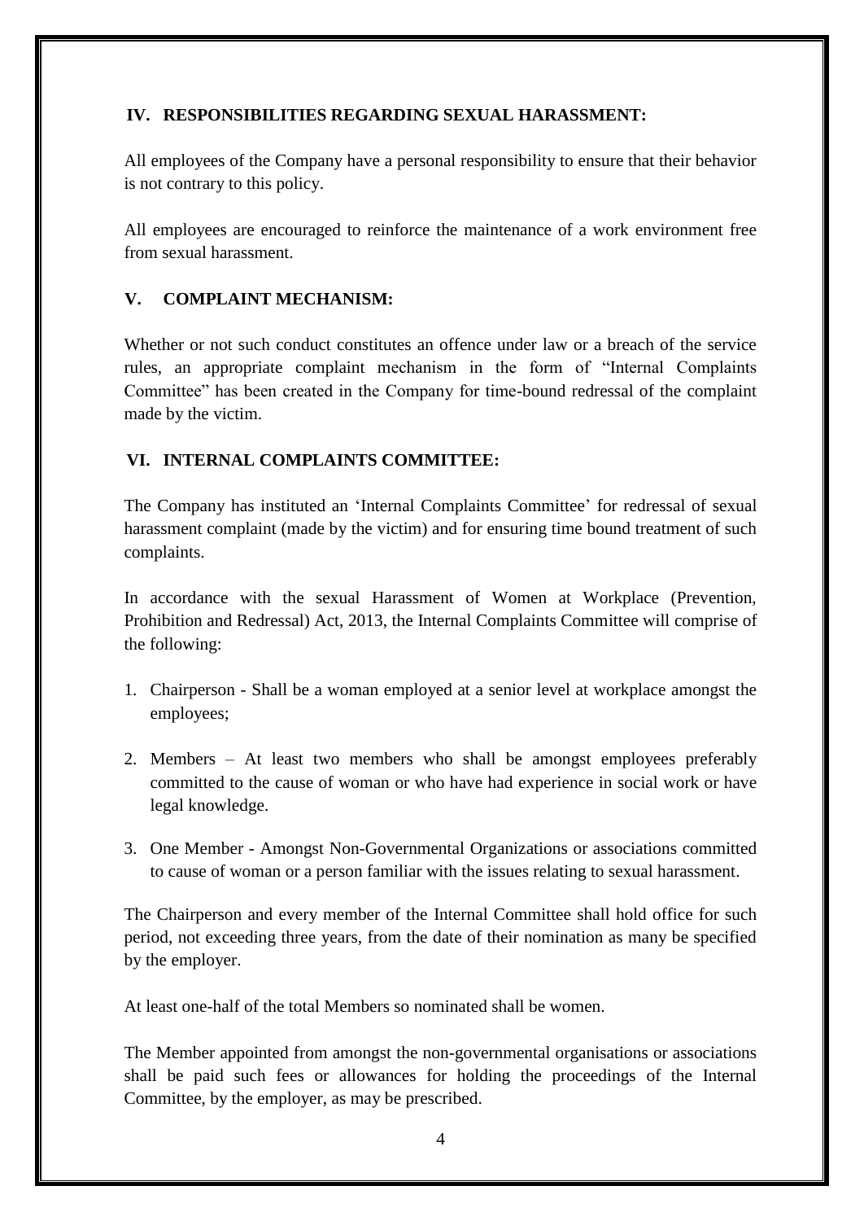## IV. RESPONSIBILITIES REGARDING SEXUAL HARASSMENT:

All employees of the Company have a personal responsibility to ensure that their behavior is not contrary to this policy.

All employees are encouraged to reinforce the maintenance of a work environment free from sexual harassment.

## V. COMPLAINT MECHANISM:

Whether or not such conduct constitutes an offence under law or a breach of the service rules, an appropriate complaint mechanism in the form of "Internal Complaints Committee" has been created in the Company for time-bound redressal of the complaint made by the victim.

## VI. INTERNAL COMPLAINTS COMMITTEE:

The Company has instituted an 'Internal Complaints Committee' for redressal of sexual harassment complaint (made by the victim) and for ensuring time bound treatment of such complaints.

In accordance with the sexual Harassment of Women at Workplace (Prevention, Prohibition and Redressal) Act, 2013, the Internal Complaints Committee will comprise of the following:

1. Chairperson - Shall be a woman employed at a senior level at workplace amongst the employees;
2. Members – At least two members who shall be amongst employees preferably committed to the cause of woman or who have had experience in social work or have legal knowledge.
3. One Member - Amongst Non-Governmental Organizations or associations committed to cause of woman or a person familiar with the issues relating to sexual harassment.

The Chairperson and every member of the Internal Committee shall hold office for such period, not exceeding three years, from the date of their nomination as many be specified by the employer.

At least one-half of the total Members so nominated shall be women.

The Member appointed from amongst the non-governmental organisations or associations shall be paid such fees or allowances for holding the proceedings of the Internal Committee, by the employer, as may be prescribed.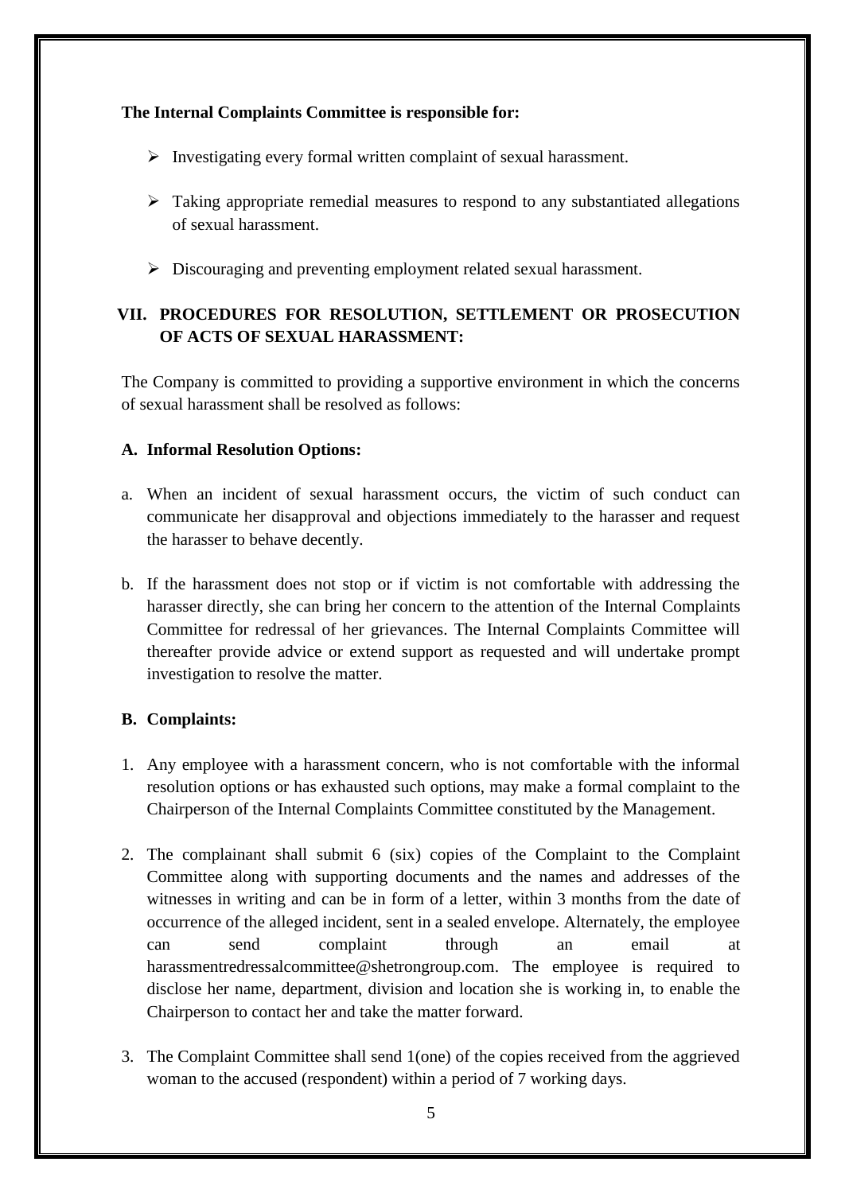**The Internal Complaints Committee is responsible for:**

- Investigating every formal written complaint of sexual harassment.
- Taking appropriate remedial measures to respond to any substantiated allegations of sexual harassment.
- Discouraging and preventing employment related sexual harassment.

## VII. PROCEDURES FOR RESOLUTION, SETTLEMENT OR PROSECUTION OF ACTS OF SEXUAL HARASSMENT:

The Company is committed to providing a supportive environment in which the concerns of sexual harassment shall be resolved as follows:

### A. Informal Resolution Options:

a. When an incident of sexual harassment occurs, the victim of such conduct can communicate her disapproval and objections immediately to the harasser and request the harasser to behave decently.

b. If the harassment does not stop or if victim is not comfortable with addressing the harasser directly, she can bring her concern to the attention of the Internal Complaints Committee for redressal of her grievances. The Internal Complaints Committee will thereafter provide advice or extend support as requested and will undertake prompt investigation to resolve the matter.

### B. Complaints:

1. Any employee with a harassment concern, who is not comfortable with the informal resolution options or has exhausted such options, may make a formal complaint to the Chairperson of the Internal Complaints Committee constituted by the Management.
2. The complainant shall submit 6 (six) copies of the Complaint to the Complaint Committee along with supporting documents and the names and addresses of the witnesses in writing and can be in form of a letter, within 3 months from the date of occurrence of the alleged incident, sent in a sealed envelope. Alternately, the employee can send complaint through an email at harassmentredressalcommittee@shetrongroup.com. The employee is required to disclose her name, department, division and location she is working in, to enable the Chairperson to contact her and take the matter forward.
3. The Complaint Committee shall send 1(one) of the copies received from the aggrieved woman to the accused (respondent) within a period of 7 working days.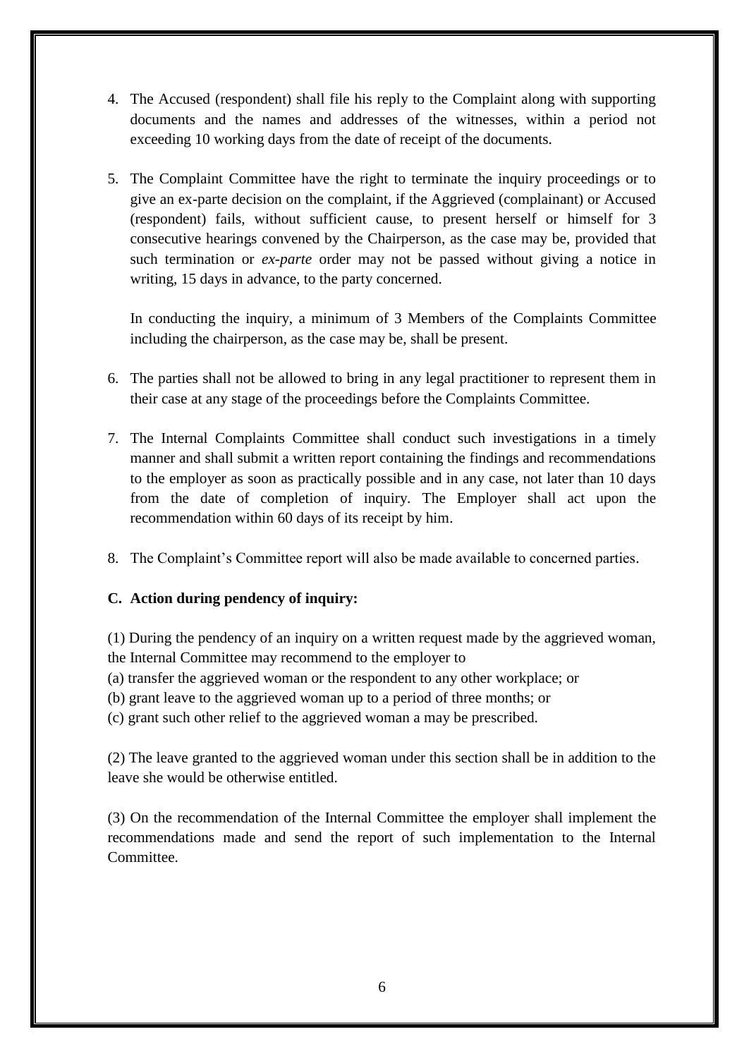4. The Accused (respondent) shall file his reply to the Complaint along with supporting documents and the names and addresses of the witnesses, within a period not exceeding 10 working days from the date of receipt of the documents.

5. The Complaint Committee have the right to terminate the inquiry proceedings or to give an ex-parte decision on the complaint, if the Aggrieved (complainant) or Accused (respondent) fails, without sufficient cause, to present herself or himself for 3 consecutive hearings convened by the Chairperson, as the case may be, provided that such termination or *ex-parte* order may not be passed without giving a notice in writing, 15 days in advance, to the party concerned.

   In conducting the inquiry, a minimum of 3 Members of the Complaints Committee including the chairperson, as the case may be, shall be present.

6. The parties shall not be allowed to bring in any legal practitioner to represent them in their case at any stage of the proceedings before the Complaints Committee.

7. The Internal Complaints Committee shall conduct such investigations in a timely manner and shall submit a written report containing the findings and recommendations to the employer as soon as practically possible and in any case, not later than 10 days from the date of completion of inquiry. The Employer shall act upon the recommendation within 60 days of its receipt by him.

8. The Complaint's Committee report will also be made available to concerned parties.

**C. Action during pendency of inquiry:**

(1) During the pendency of an inquiry on a written request made by the aggrieved woman, the Internal Committee may recommend to the employer to

(a) transfer the aggrieved woman or the respondent to any other workplace; or

(b) grant leave to the aggrieved woman up to a period of three months; or

(c) grant such other relief to the aggrieved woman a may be prescribed.

(2) The leave granted to the aggrieved woman under this section shall be in addition to the leave she would be otherwise entitled.

(3) On the recommendation of the Internal Committee the employer shall implement the recommendations made and send the report of such implementation to the Internal Committee.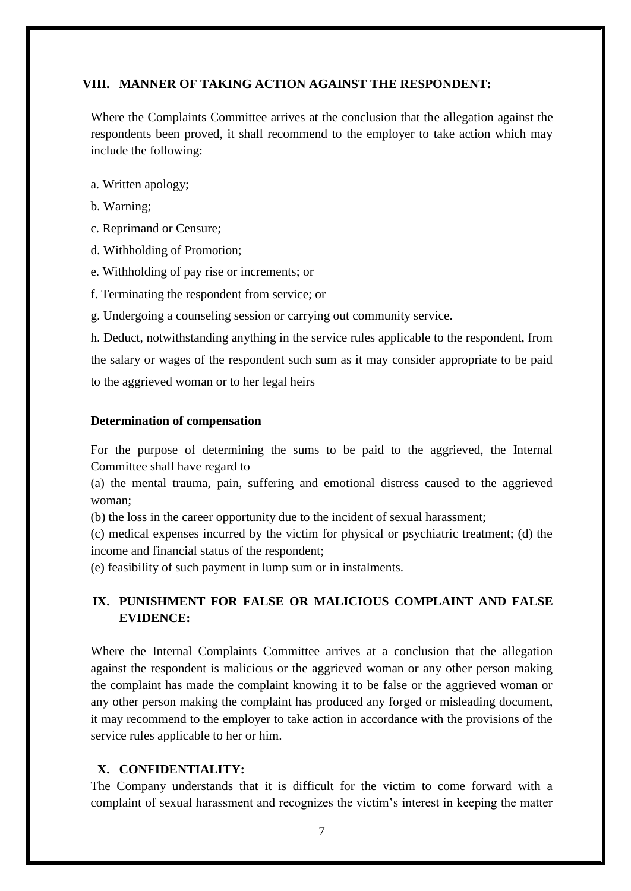## VIII. MANNER OF TAKING ACTION AGAINST THE RESPONDENT:

Where the Complaints Committee arrives at the conclusion that the allegation against the respondents been proved, it shall recommend to the employer to take action which may include the following:

a. Written apology;

b. Warning;

c. Reprimand or Censure;

d. Withholding of Promotion;

e. Withholding of pay rise or increments; or

f. Terminating the respondent from service; or

g. Undergoing a counseling session or carrying out community service.

h. Deduct, notwithstanding anything in the service rules applicable to the respondent, from the salary or wages of the respondent such sum as it may consider appropriate to be paid to the aggrieved woman or to her legal heirs

**Determination of compensation**

For the purpose of determining the sums to be paid to the aggrieved, the Internal Committee shall have regard to

(a) the mental trauma, pain, suffering and emotional distress caused to the aggrieved woman;

(b) the loss in the career opportunity due to the incident of sexual harassment;

(c) medical expenses incurred by the victim for physical or psychiatric treatment; (d) the income and financial status of the respondent;

(e) feasibility of such payment in lump sum or in instalments.

## IX. PUNISHMENT FOR FALSE OR MALICIOUS COMPLAINT AND FALSE EVIDENCE:

Where the Internal Complaints Committee arrives at a conclusion that the allegation against the respondent is malicious or the aggrieved woman or any other person making the complaint has made the complaint knowing it to be false or the aggrieved woman or any other person making the complaint has produced any forged or misleading document, it may recommend to the employer to take action in accordance with the provisions of the service rules applicable to her or him.

## X. CONFIDENTIALITY:

The Company understands that it is difficult for the victim to come forward with a complaint of sexual harassment and recognizes the victim's interest in keeping the matter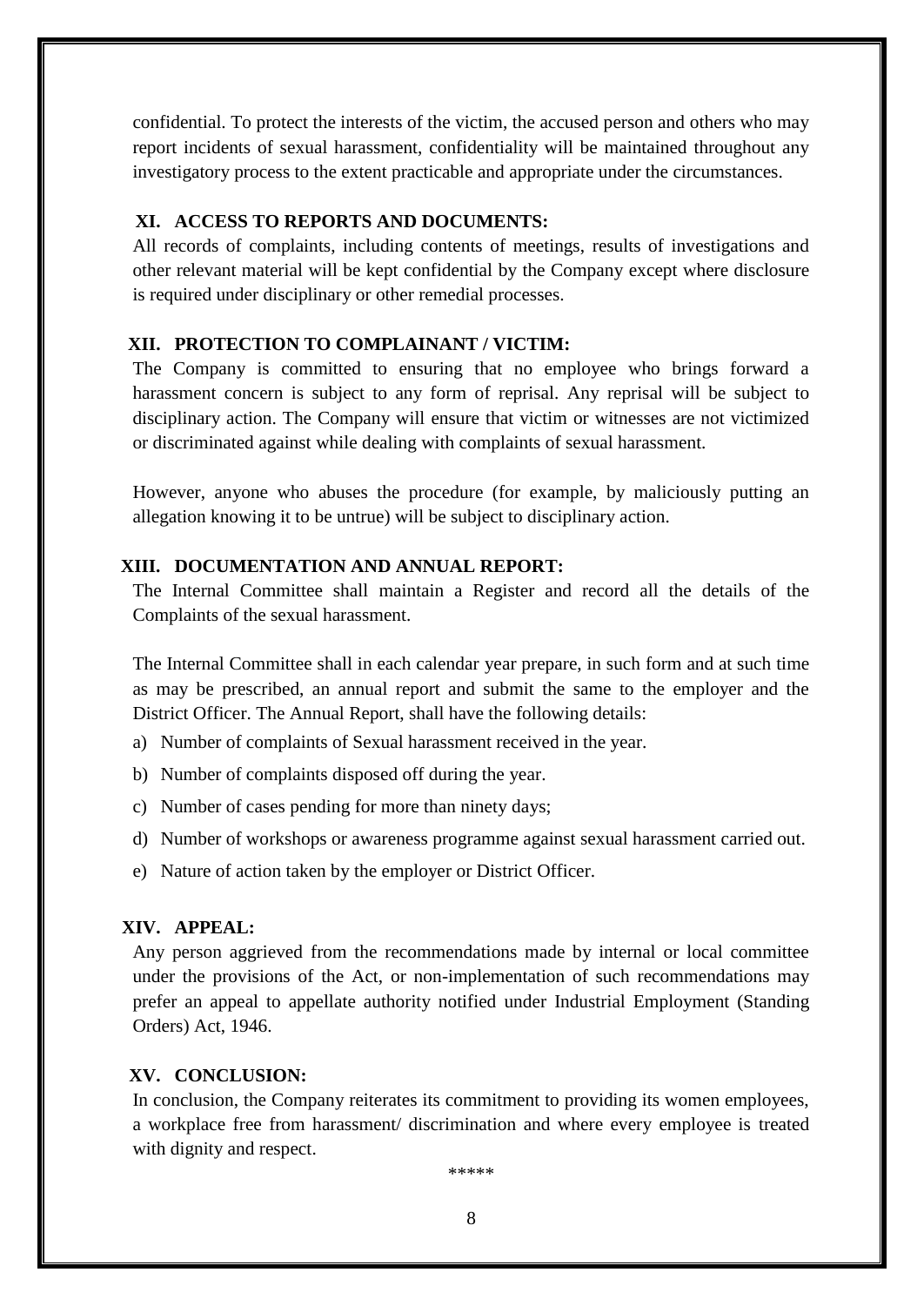confidential. To protect the interests of the victim, the accused person and others who may report incidents of sexual harassment, confidentiality will be maintained throughout any investigatory process to the extent practicable and appropriate under the circumstances.

## XI. ACCESS TO REPORTS AND DOCUMENTS:

All records of complaints, including contents of meetings, results of investigations and other relevant material will be kept confidential by the Company except where disclosure is required under disciplinary or other remedial processes.

## XII. PROTECTION TO COMPLAINANT / VICTIM:

The Company is committed to ensuring that no employee who brings forward a harassment concern is subject to any form of reprisal. Any reprisal will be subject to disciplinary action. The Company will ensure that victim or witnesses are not victimized or discriminated against while dealing with complaints of sexual harassment.

However, anyone who abuses the procedure (for example, by maliciously putting an allegation knowing it to be untrue) will be subject to disciplinary action.

## XIII. DOCUMENTATION AND ANNUAL REPORT:

The Internal Committee shall maintain a Register and record all the details of the Complaints of the sexual harassment.

The Internal Committee shall in each calendar year prepare, in such form and at such time as may be prescribed, an annual report and submit the same to the employer and the District Officer. The Annual Report, shall have the following details:

a) Number of complaints of Sexual harassment received in the year.

b) Number of complaints disposed off during the year.

c) Number of cases pending for more than ninety days;

d) Number of workshops or awareness programme against sexual harassment carried out.

e) Nature of action taken by the employer or District Officer.

## XIV. APPEAL:

Any person aggrieved from the recommendations made by internal or local committee under the provisions of the Act, or non-implementation of such recommendations may prefer an appeal to appellate authority notified under Industrial Employment (Standing Orders) Act, 1946.

## XV. CONCLUSION:

In conclusion, the Company reiterates its commitment to providing its women employees, a workplace free from harassment/ discrimination and where every employee is treated with dignity and respect.

*****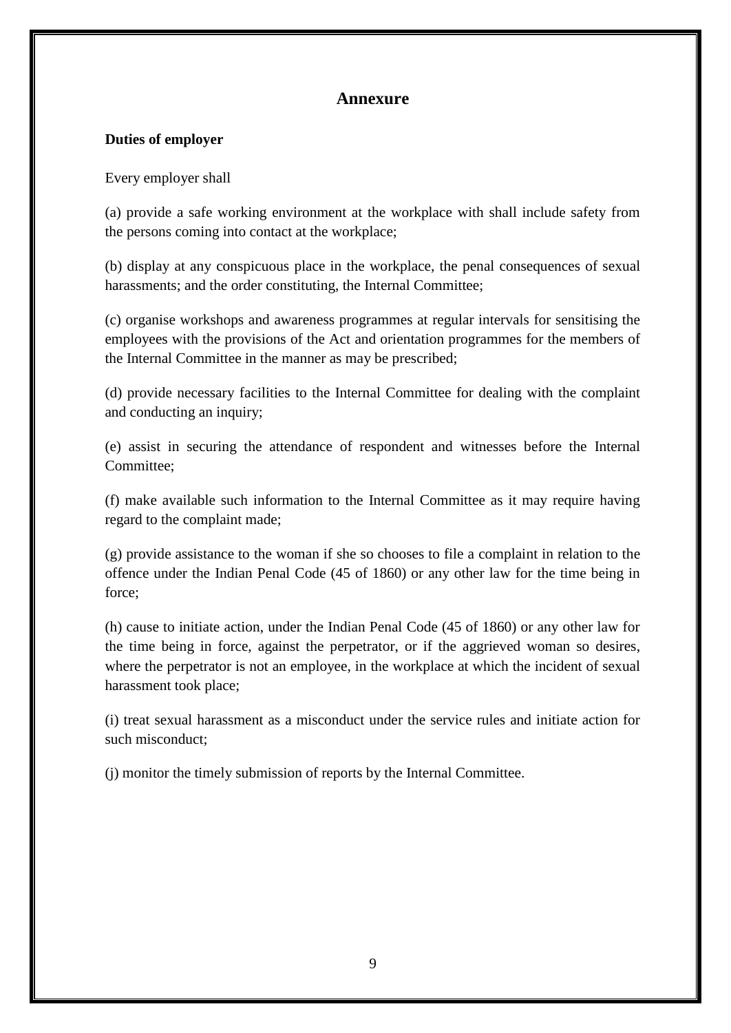# Annexure

**Duties of employer**

Every employer shall

(a) provide a safe working environment at the workplace with shall include safety from the persons coming into contact at the workplace;

(b) display at any conspicuous place in the workplace, the penal consequences of sexual harassments; and the order constituting, the Internal Committee;

(c) organise workshops and awareness programmes at regular intervals for sensitising the employees with the provisions of the Act and orientation programmes for the members of the Internal Committee in the manner as may be prescribed;

(d) provide necessary facilities to the Internal Committee for dealing with the complaint and conducting an inquiry;

(e) assist in securing the attendance of respondent and witnesses before the Internal Committee;

(f) make available such information to the Internal Committee as it may require having regard to the complaint made;

(g) provide assistance to the woman if she so chooses to file a complaint in relation to the offence under the Indian Penal Code (45 of 1860) or any other law for the time being in force;

(h) cause to initiate action, under the Indian Penal Code (45 of 1860) or any other law for the time being in force, against the perpetrator, or if the aggrieved woman so desires, where the perpetrator is not an employee, in the workplace at which the incident of sexual harassment took place;

(i) treat sexual harassment as a misconduct under the service rules and initiate action for such misconduct;

(j) monitor the timely submission of reports by the Internal Committee.